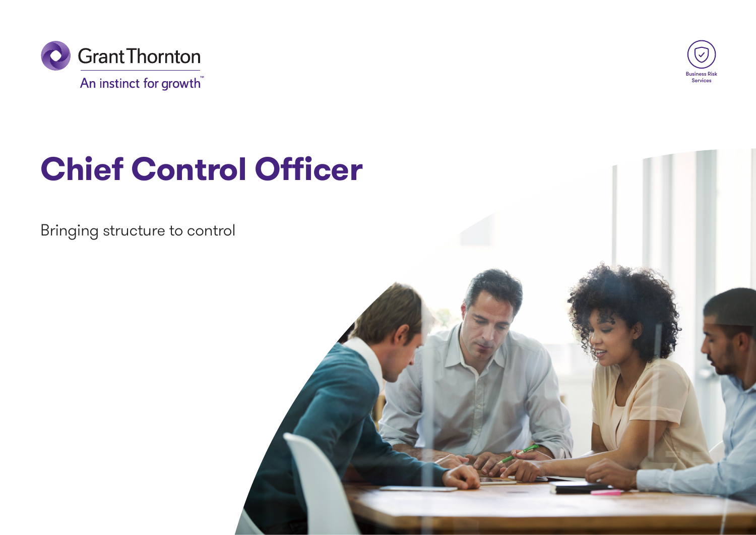Grant Thornton

An instinct for growth™

Business Risk Services

# Chief Control Officer

Bringing structure to control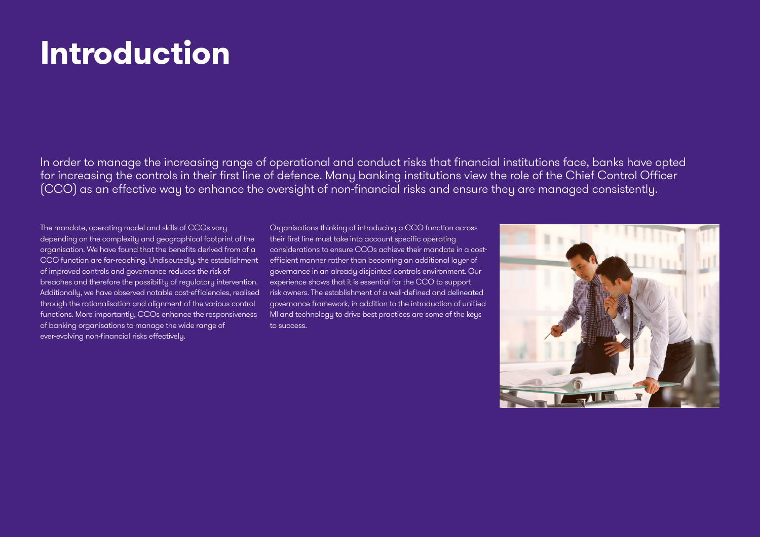# Introduction

In order to manage the increasing range of operational and conduct risks that financial institutions face, banks have opted for increasing the controls in their first line of defence. Many banking institutions view the role of the Chief Control Officer (CCO) as an effective way to enhance the oversight of non-financial risks and ensure they are managed consistently.

The mandate, operating model and skills of CCOs vary depending on the complexity and geographical footprint of the organisation. We have found that the benefits derived from of a CCO function are far-reaching. Undisputedly, the establishment of improved controls and governance reduces the risk of breaches and therefore the possibility of regulatory intervention. Additionally, we have observed notable cost-efficiencies, realised through the rationalisation and alignment of the various control functions. More importantly, CCOs enhance the responsiveness of banking organisations to manage the wide range of ever-evolving non-financial risks effectively.

Organisations thinking of introducing a CCO function across their first line must take into account specific operating considerations to ensure CCOs achieve their mandate in a cost-efficient manner rather than becoming an additional layer of governance in an already disjointed controls environment. Our experience shows that it is essential for the CCO to support risk owners. The establishment of a well-defined and delineated governance framework, in addition to the introduction of unified MI and technology to drive best practices are some of the keys to success.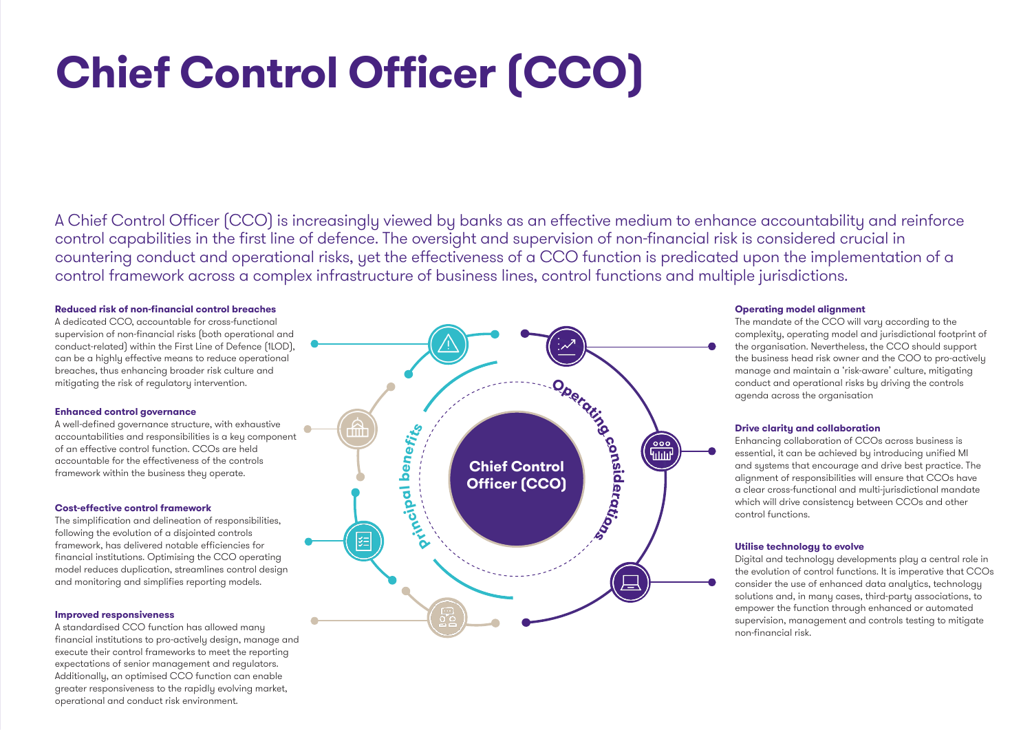# Chief Control Officer (CCO)

A Chief Control Officer (CCO) is increasingly viewed by banks as an effective medium to enhance accountability and reinforce control capabilities in the first line of defence. The oversight and supervision of non-financial risk is considered crucial in countering conduct and operational risks, yet the effectiveness of a CCO function is predicated upon the implementation of a control framework across a complex infrastructure of business lines, control functions and multiple jurisdictions.

**Chief Control Officer (CCO)**

## Principal benefits

**Reduced risk of non-financial control breaches**

A dedicated CCO, accountable for cross-functional supervision of non-financial risks (both operational and conduct-related) within the First Line of Defence (1LOD), can be a highly effective means to reduce operational breaches, thus enhancing broader risk culture and mitigating the risk of regulatory intervention.

**Enhanced control governance**

A well-defined governance structure, with exhaustive accountabilities and responsibilities is a key component of an effective control function. CCOs are held accountable for the effectiveness of the controls framework within the business they operate.

**Cost-effective control framework**

The simplification and delineation of responsibilities, following the evolution of a disjointed controls framework, has delivered notable efficiencies for financial institutions. Optimising the CCO operating model reduces duplication, streamlines control design and monitoring and simplifies reporting models.

**Improved responsiveness**

A standardised CCO function has allowed many financial institutions to pro-actively design, manage and execute their control frameworks to meet the reporting expectations of senior management and regulators. Additionally, an optimised CCO function can enable greater responsiveness to the rapidly evolving market, operational and conduct risk environment.

## Operating considerations

**Operating model alignment**

The mandate of the CCO will vary according to the complexity, operating model and jurisdictional footprint of the organisation. Nevertheless, the CCO should support the business head risk owner and the COO to pro-actively manage and maintain a 'risk-aware' culture, mitigating conduct and operational risks by driving the controls agenda across the organisation

**Drive clarity and collaboration**

Enhancing collaboration of CCOs across business is essential, it can be achieved by introducing unified MI and systems that encourage and drive best practice. The alignment of responsibilities will ensure that CCOs have a clear cross-functional and multi-jurisdictional mandate which will drive consistency between CCOs and other control functions.

**Utilise technology to evolve**

Digital and technology developments play a central role in the evolution of control functions. It is imperative that CCOs consider the use of enhanced data analytics, technology solutions and, in many cases, third-party associations, to empower the function through enhanced or automated supervision, management and controls testing to mitigate non-financial risk.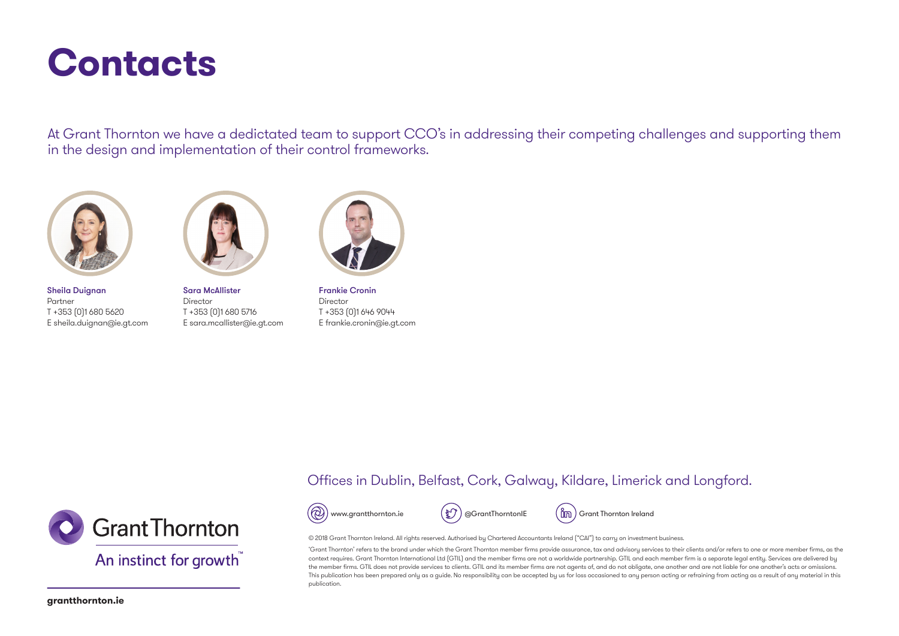# Contacts

At Grant Thornton we have a dedictated team to support CCO's in addressing their competing challenges and supporting them in the design and implementation of their control frameworks.

**Sheila Duignan**
Partner
T +353 (0)1 680 5620
E sheila.duignan@ie.gt.com

**Sara McAllister**
Director
T +353 (0)1 680 5716
E sara.mcallister@ie.gt.com

**Frankie Cronin**
Director
T +353 (0)1 646 9044
E frankie.cronin@ie.gt.com

Grant Thornton
An instinct for growth™

Offices in Dublin, Belfast, Cork, Galway, Kildare, Limerick and Longford.

www.grantthornton.ie

@GrantThorntonIE

Grant Thornton Ireland

© 2018 Grant Thornton Ireland. All rights reserved. Authorised by Chartered Accountants Ireland ("CAI") to carry on investment business.

'Grant Thornton' refers to the brand under which the Grant Thornton member firms provide assurance, tax and advisory services to their clients and/or refers to one or more member firms, as the context requires. Grant Thornton International Ltd (GTIL) and the member firms are not a worldwide partnership. GTIL and each member firm is a separate legal entity. Services are delivered by the member firms. GTIL does not provide services to clients. GTIL and its member firms are not agents of, and do not obligate, one another and are not liable for one another's acts or omissions. This publication has been prepared only as a guide. No responsibility can be accepted by us for loss occasioned to any person acting or refraining from acting as a result of any material in this publication.

**grantthornton.ie**